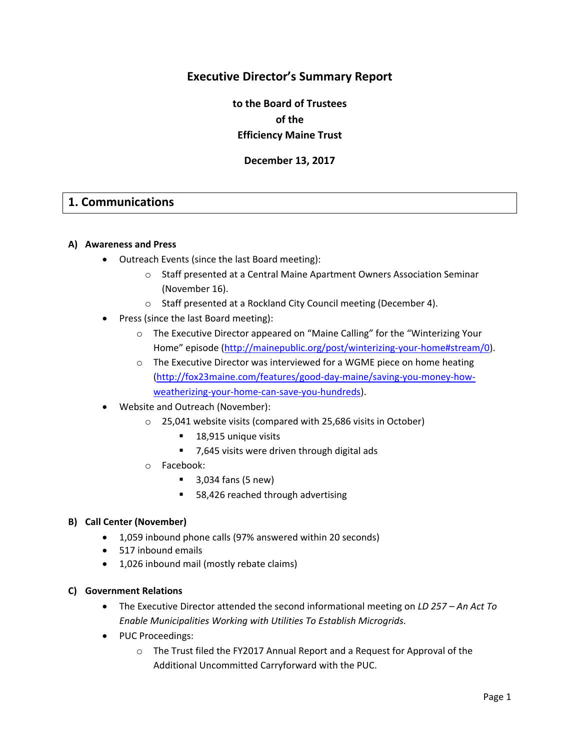# Executive Director's Summary Report

**to the Board of Trustees**
**of the**
**Efficiency Maine Trust**

**December 13, 2017**

## 1. Communications

### A) Awareness and Press

- Outreach Events (since the last Board meeting):
  - Staff presented at a Central Maine Apartment Owners Association Seminar (November 16).
  - Staff presented at a Rockland City Council meeting (December 4).
- Press (since the last Board meeting):
  - The Executive Director appeared on "Maine Calling" for the "Winterizing Your Home" episode (http://mainepublic.org/post/winterizing-your-home#stream/0).
  - The Executive Director was interviewed for a WGME piece on home heating (http://fox23maine.com/features/good-day-maine/saving-you-money-how-weatherizing-your-home-can-save-you-hundreds).
- Website and Outreach (November):
  - 25,041 website visits (compared with 25,686 visits in October)
    - 18,915 unique visits
    - 7,645 visits were driven through digital ads
  - Facebook:
    - 3,034 fans (5 new)
    - 58,426 reached through advertising

### B) Call Center (November)

- 1,059 inbound phone calls (97% answered within 20 seconds)
- 517 inbound emails
- 1,026 inbound mail (mostly rebate claims)

### C) Government Relations

- The Executive Director attended the second informational meeting on *LD 257 – An Act To Enable Municipalities Working with Utilities To Establish Microgrids.*
- PUC Proceedings:
  - The Trust filed the FY2017 Annual Report and a Request for Approval of the Additional Uncommitted Carryforward with the PUC.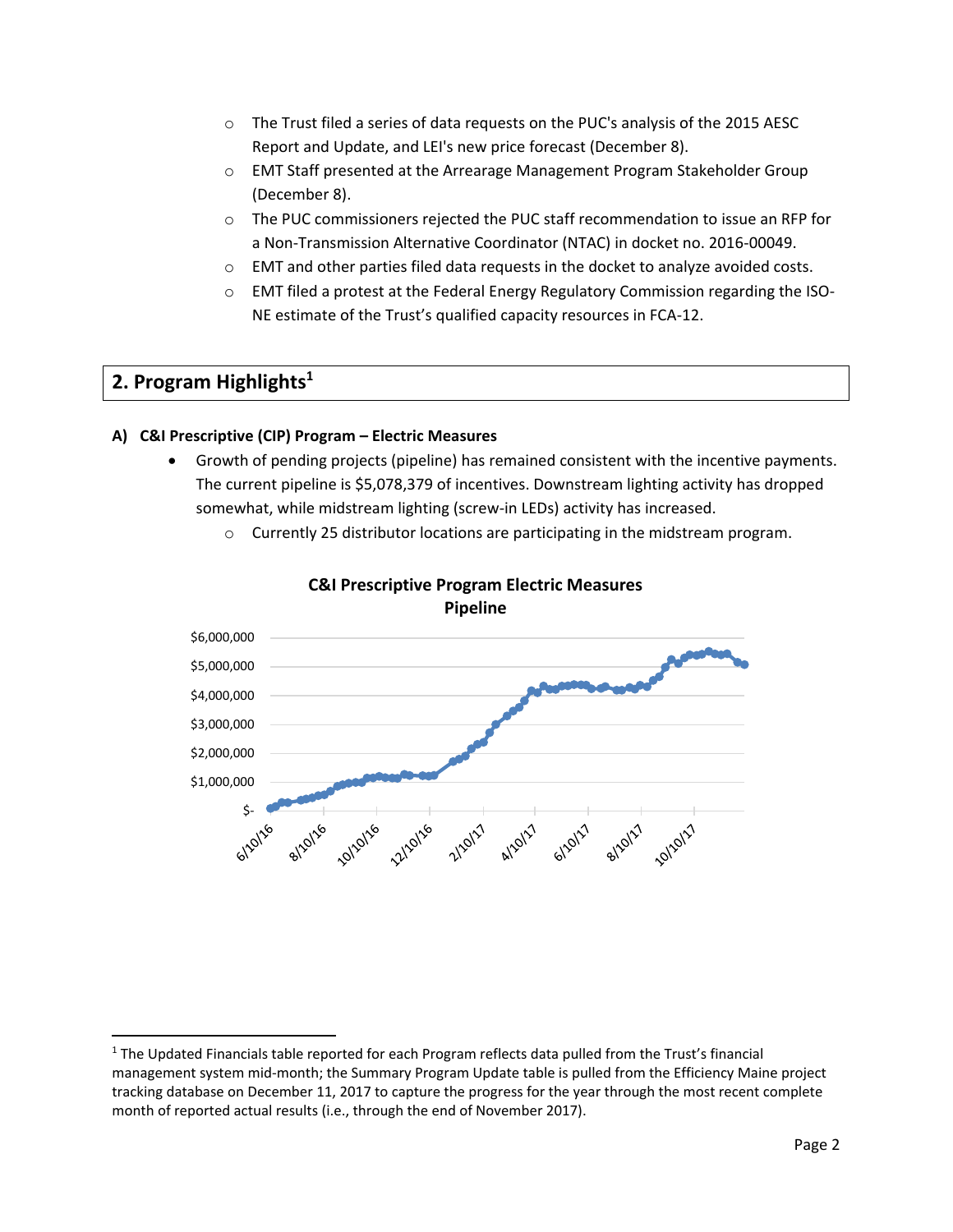- The Trust filed a series of data requests on the PUC's analysis of the 2015 AESC Report and Update, and LEI's new price forecast (December 8).
- EMT Staff presented at the Arrearage Management Program Stakeholder Group (December 8).
- The PUC commissioners rejected the PUC staff recommendation to issue an RFP for a Non-Transmission Alternative Coordinator (NTAC) in docket no. 2016-00049.
- EMT and other parties filed data requests in the docket to analyze avoided costs.
- EMT filed a protest at the Federal Energy Regulatory Commission regarding the ISO-NE estimate of the Trust's qualified capacity resources in FCA-12.

## 2. Program Highlights[1]

### A) C&I Prescriptive (CIP) Program – Electric Measures

- Growth of pending projects (pipeline) has remained consistent with the incentive payments. The current pipeline is $5,078,379 of incentives. Downstream lighting activity has dropped somewhat, while midstream lighting (screw-in LEDs) activity has increased.
  - Currently 25 distributor locations are participating in the midstream program.

**C&I Prescriptive Program Electric Measures Pipeline**

$6,000,000
$5,000,000
$4,000,000
$3,000,000
$2,000,000
$1,000,000
$-

6/10/16, 8/10/16, 10/10/16, 12/10/16, 2/10/17, 4/10/17, 6/10/17, 8/10/17, 10/10/17

[1] The Updated Financials table reported for each Program reflects data pulled from the Trust's financial management system mid-month; the Summary Program Update table is pulled from the Efficiency Maine project tracking database on December 11, 2017 to capture the progress for the year through the most recent complete month of reported actual results (i.e., through the end of November 2017).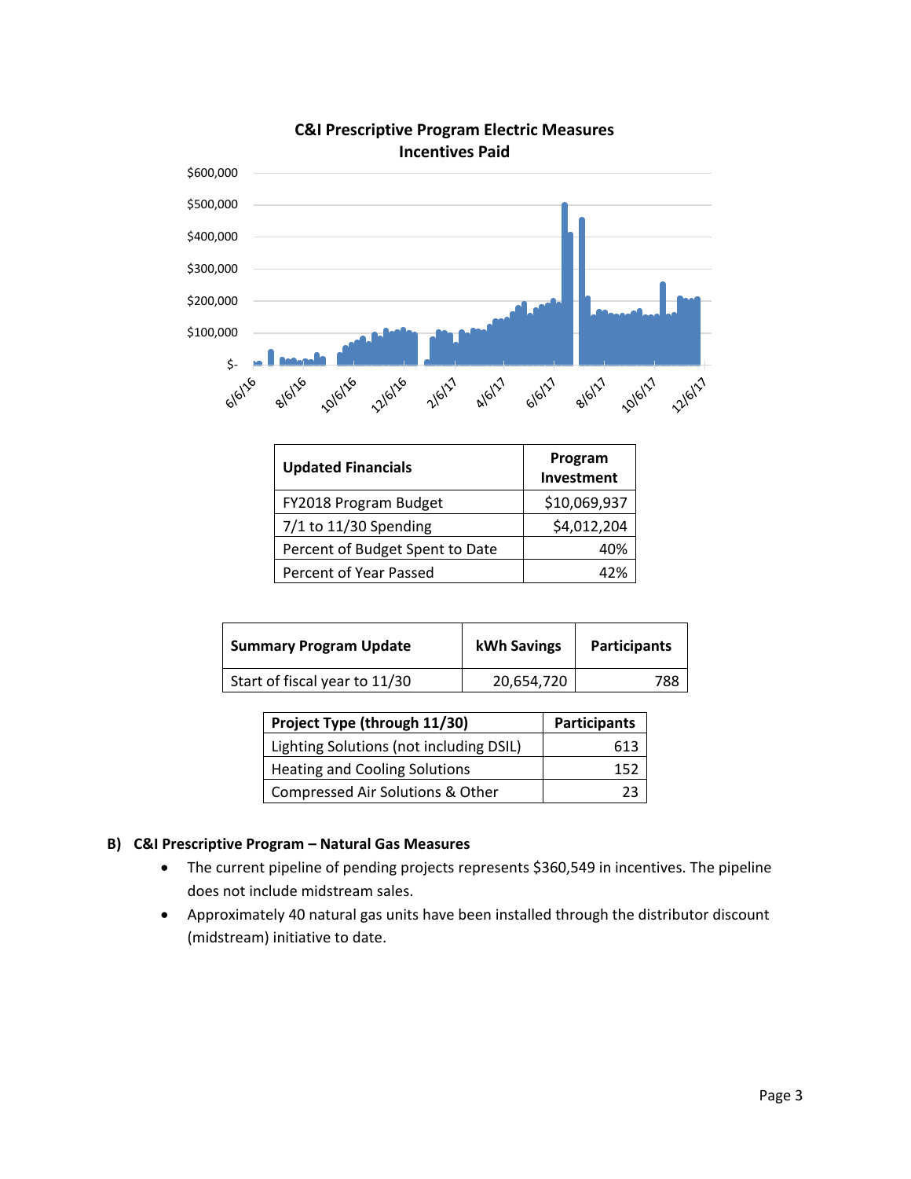**C&I Prescriptive Program Electric Measures Incentives Paid**

| Updated Financials | Program Investment |
|---|---|
| FY2018 Program Budget | $10,069,937 |
| 7/1 to 11/30 Spending | $4,012,204 |
| Percent of Budget Spent to Date | 40% |
| Percent of Year Passed | 42% |

| Summary Program Update | kWh Savings | Participants |
|---|---|---|
| Start of fiscal year to 11/30 | 20,654,720 | 788 |

| Project Type (through 11/30) | Participants |
|---|---|
| Lighting Solutions (not including DSIL) | 613 |
| Heating and Cooling Solutions | 152 |
| Compressed Air Solutions & Other | 23 |

### B) C&I Prescriptive Program – Natural Gas Measures

- The current pipeline of pending projects represents $360,549 in incentives. The pipeline does not include midstream sales.
- Approximately 40 natural gas units have been installed through the distributor discount (midstream) initiative to date.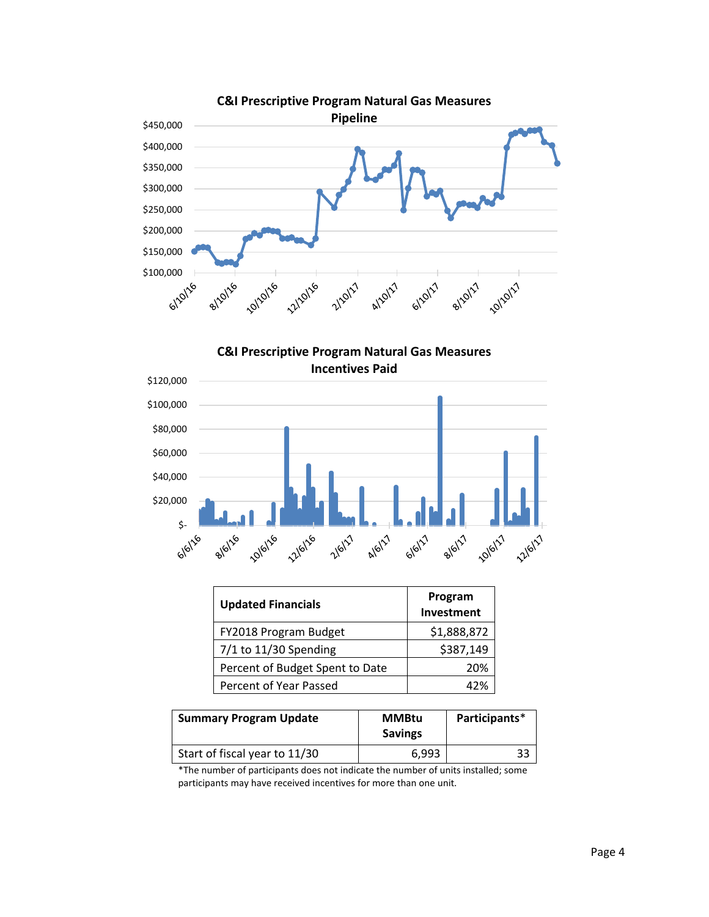**C&I Prescriptive Program Natural Gas Measures Pipeline**

**C&I Prescriptive Program Natural Gas Measures Incentives Paid**

| Updated Financials | Program Investment |
|---|---|
| FY2018 Program Budget | $1,888,872 |
| 7/1 to 11/30 Spending | $387,149 |
| Percent of Budget Spent to Date | 20% |
| Percent of Year Passed | 42% |

| Summary Program Update | MMBtu Savings | Participants* |
|---|---|---|
| Start of fiscal year to 11/30 | 6,993 | 33 |

*The number of participants does not indicate the number of units installed; some participants may have received incentives for more than one unit.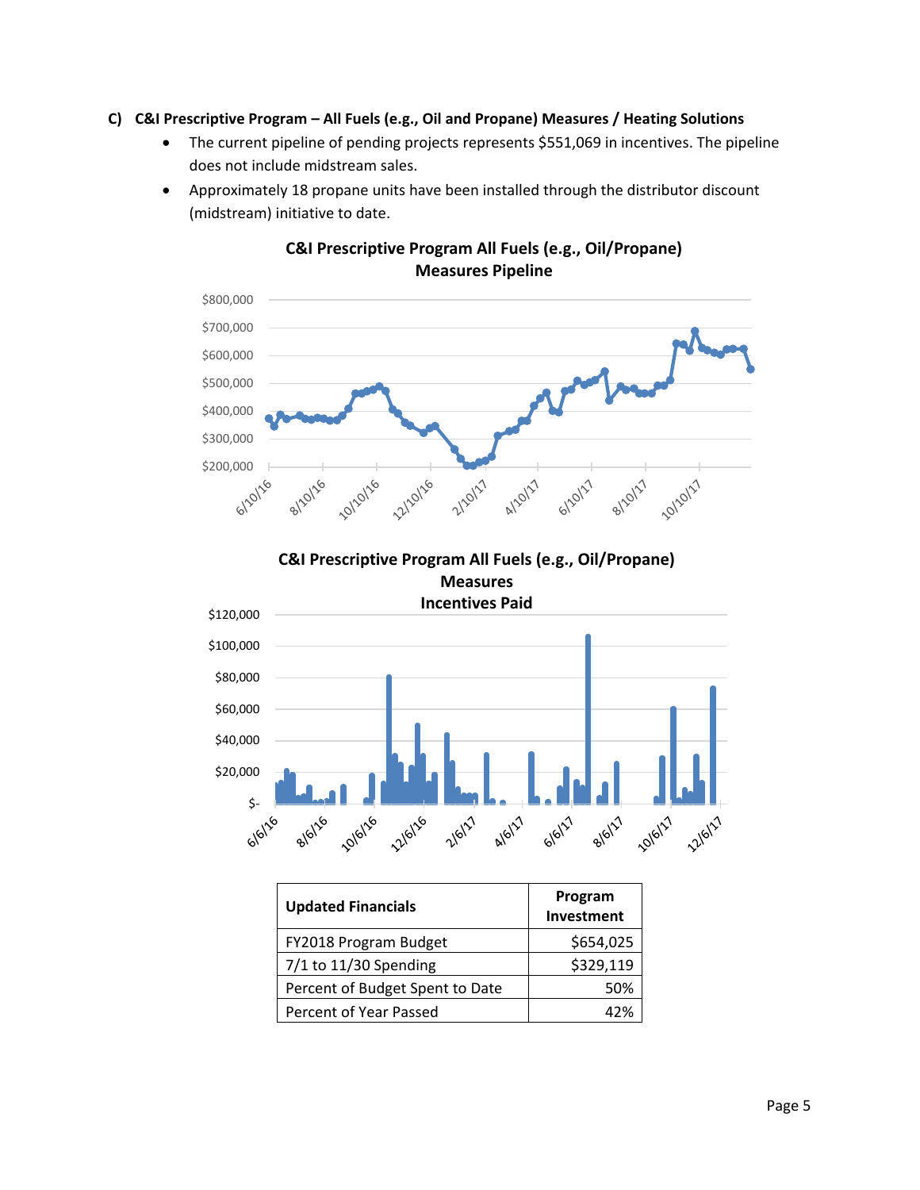### C) C&I Prescriptive Program – All Fuels (e.g., Oil and Propane) Measures / Heating Solutions

- The current pipeline of pending projects represents $551,069 in incentives. The pipeline does not include midstream sales.
- Approximately 18 propane units have been installed through the distributor discount (midstream) initiative to date.

**C&I Prescriptive Program All Fuels (e.g., Oil/Propane) Measures Pipeline**

**C&I Prescriptive Program All Fuels (e.g., Oil/Propane) Measures Incentives Paid**

| Updated Financials | Program Investment |
| --- | --- |
| FY2018 Program Budget | $654,025 |
| 7/1 to 11/30 Spending | $329,119 |
| Percent of Budget Spent to Date | 50% |
| Percent of Year Passed | 42% |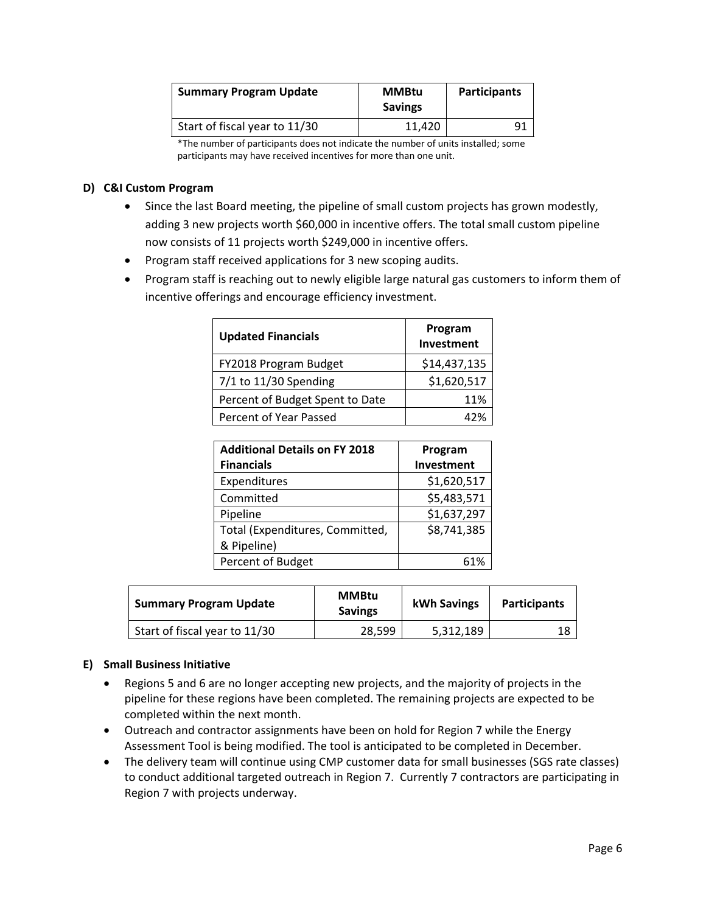| Summary Program Update | MMBtu Savings | Participants |
|---|---|---|
| Start of fiscal year to 11/30 | 11,420 | 91 |

*The number of participants does not indicate the number of units installed; some participants may have received incentives for more than one unit.

**D) C&I Custom Program**

- Since the last Board meeting, the pipeline of small custom projects has grown modestly, adding 3 new projects worth $60,000 in incentive offers. The total small custom pipeline now consists of 11 projects worth $249,000 in incentive offers.
- Program staff received applications for 3 new scoping audits.
- Program staff is reaching out to newly eligible large natural gas customers to inform them of incentive offerings and encourage efficiency investment.

| Updated Financials | Program Investment |
|---|---|
| FY2018 Program Budget | $14,437,135 |
| 7/1 to 11/30 Spending | $1,620,517 |
| Percent of Budget Spent to Date | 11% |
| Percent of Year Passed | 42% |

| Additional Details on FY 2018 Financials | Program Investment |
|---|---|
| Expenditures | $1,620,517 |
| Committed | $5,483,571 |
| Pipeline | $1,637,297 |
| Total (Expenditures, Committed, & Pipeline) | $8,741,385 |
| Percent of Budget | 61% |

| Summary Program Update | MMBtu Savings | kWh Savings | Participants |
|---|---|---|---|
| Start of fiscal year to 11/30 | 28,599 | 5,312,189 | 18 |

**E) Small Business Initiative**

- Regions 5 and 6 are no longer accepting new projects, and the majority of projects in the pipeline for these regions have been completed. The remaining projects are expected to be completed within the next month.
- Outreach and contractor assignments have been on hold for Region 7 while the Energy Assessment Tool is being modified. The tool is anticipated to be completed in December.
- The delivery team will continue using CMP customer data for small businesses (SGS rate classes) to conduct additional targeted outreach in Region 7. Currently 7 contractors are participating in Region 7 with projects underway.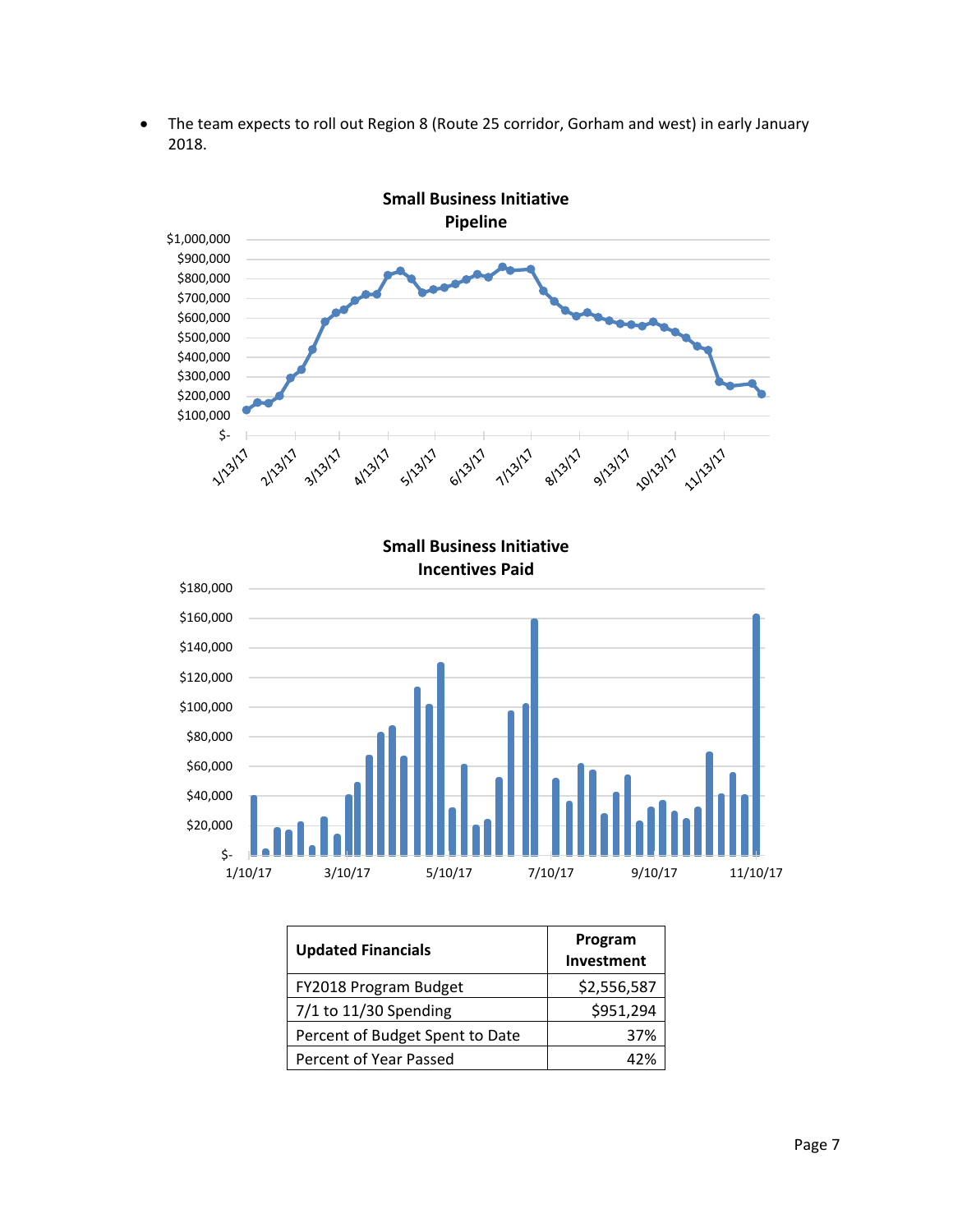- The team expects to roll out Region 8 (Route 25 corridor, Gorham and west) in early January 2018.

**Small Business Initiative Pipeline**

**Small Business Initiative Incentives Paid**

| Updated Financials | Program Investment |
|---|---|
| FY2018 Program Budget | $2,556,587 |
| 7/1 to 11/30 Spending | $951,294 |
| Percent of Budget Spent to Date | 37% |
| Percent of Year Passed | 42% |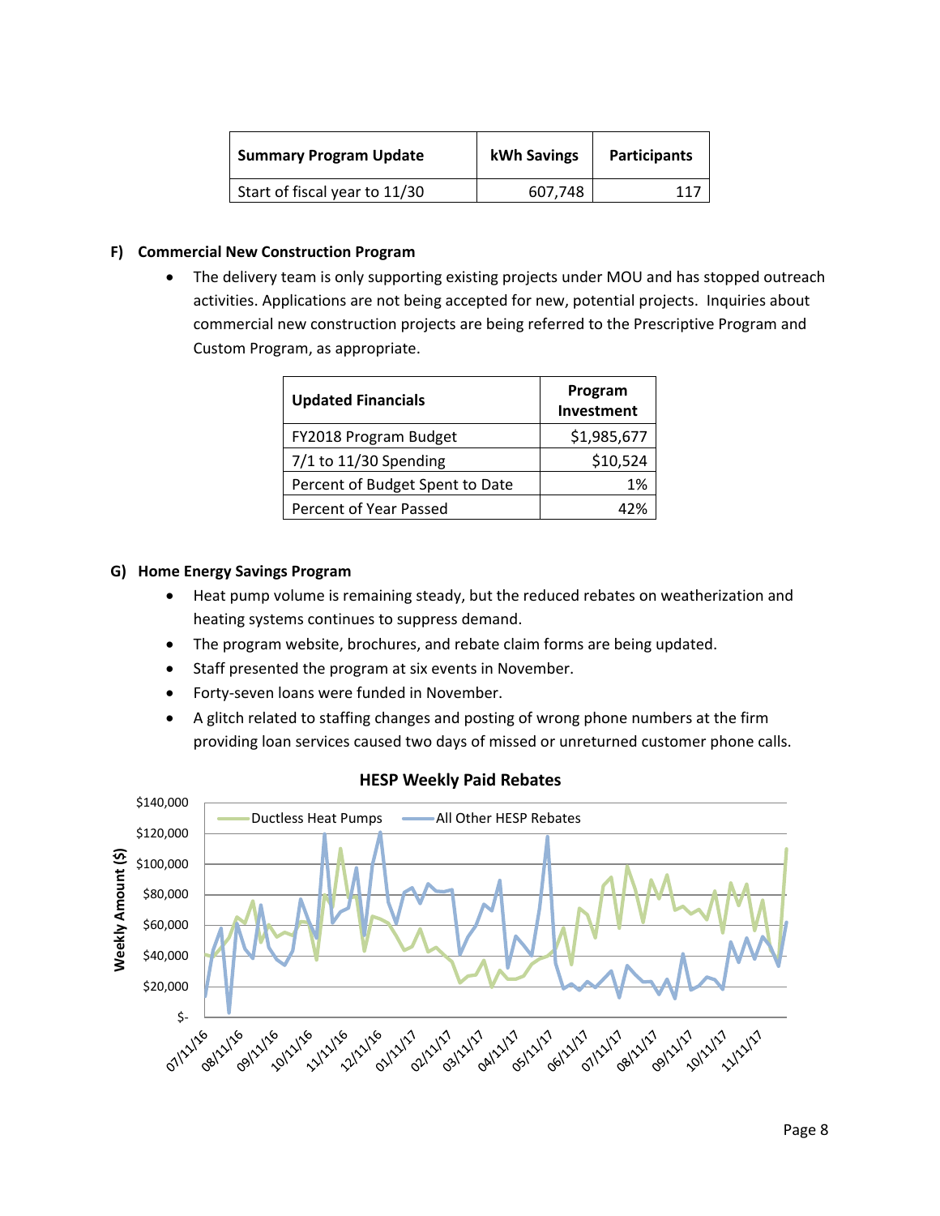| Summary Program Update | kWh Savings | Participants |
|---|---|---|
| Start of fiscal year to 11/30 | 607,748 | 117 |

### F) Commercial New Construction Program

- The delivery team is only supporting existing projects under MOU and has stopped outreach activities. Applications are not being accepted for new, potential projects. Inquiries about commercial new construction projects are being referred to the Prescriptive Program and Custom Program, as appropriate.

| Updated Financials | Program Investment |
|---|---|
| FY2018 Program Budget | $1,985,677 |
| 7/1 to 11/30 Spending | $10,524 |
| Percent of Budget Spent to Date | 1% |
| Percent of Year Passed | 42% |

### G) Home Energy Savings Program

- Heat pump volume is remaining steady, but the reduced rebates on weatherization and heating systems continues to suppress demand.
- The program website, brochures, and rebate claim forms are being updated.
- Staff presented the program at six events in November.
- Forty-seven loans were funded in November.
- A glitch related to staffing changes and posting of wrong phone numbers at the firm providing loan services caused two days of missed or unreturned customer phone calls.

**HESP Weekly Paid Rebates**

Ductless Heat Pumps — All Other HESP Rebates

Weekly Amount ($): $- to $140,000; dates 07/11/16 to 11/11/17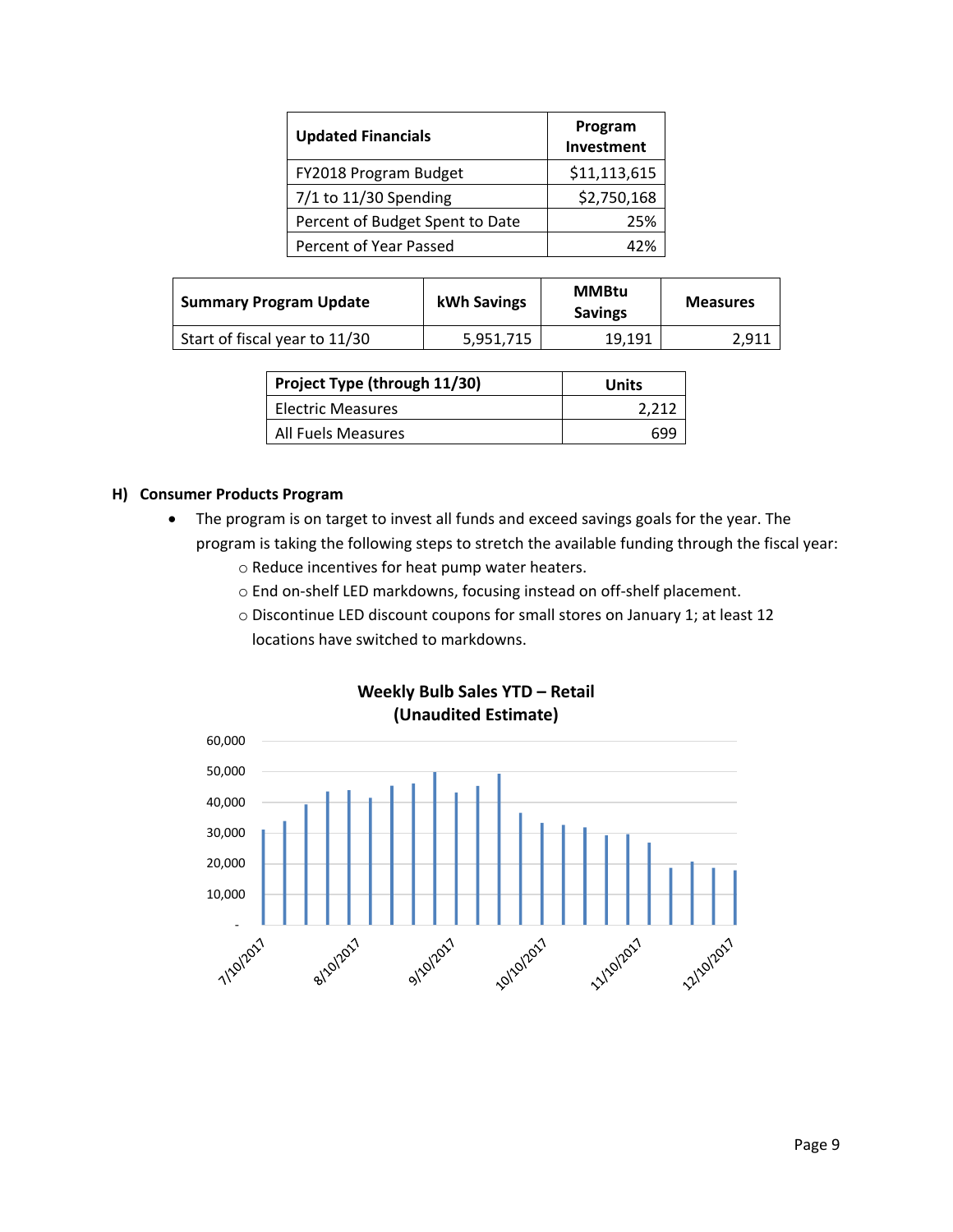| Updated Financials | Program Investment |
|---|---|
| FY2018 Program Budget | $11,113,615 |
| 7/1 to 11/30 Spending | $2,750,168 |
| Percent of Budget Spent to Date | 25% |
| Percent of Year Passed | 42% |

| Summary Program Update | kWh Savings | MMBtu Savings | Measures |
|---|---|---|---|
| Start of fiscal year to 11/30 | 5,951,715 | 19,191 | 2,911 |

| Project Type (through 11/30) | Units |
|---|---|
| Electric Measures | 2,212 |
| All Fuels Measures | 699 |

### H) Consumer Products Program

- The program is on target to invest all funds and exceed savings goals for the year. The program is taking the following steps to stretch the available funding through the fiscal year:
  - Reduce incentives for heat pump water heaters.
  - End on-shelf LED markdowns, focusing instead on off-shelf placement.
  - Discontinue LED discount coupons for small stores on January 1; at least 12 locations have switched to markdowns.

**Weekly Bulb Sales YTD – Retail (Unaudited Estimate)**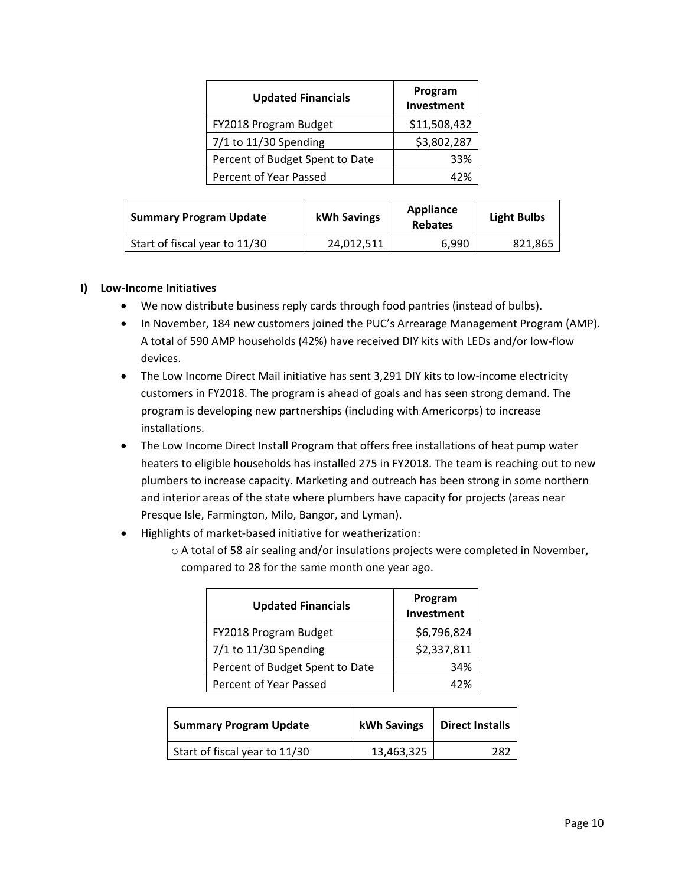| Updated Financials | Program Investment |
|---|---|
| FY2018 Program Budget | $11,508,432 |
| 7/1 to 11/30 Spending | $3,802,287 |
| Percent of Budget Spent to Date | 33% |
| Percent of Year Passed | 42% |

| Summary Program Update | kWh Savings | Appliance Rebates | Light Bulbs |
|---|---|---|---|
| Start of fiscal year to 11/30 | 24,012,511 | 6,990 | 821,865 |

## I) Low-Income Initiatives

- We now distribute business reply cards through food pantries (instead of bulbs).
- In November, 184 new customers joined the PUC's Arrearage Management Program (AMP). A total of 590 AMP households (42%) have received DIY kits with LEDs and/or low-flow devices.
- The Low Income Direct Mail initiative has sent 3,291 DIY kits to low-income electricity customers in FY2018. The program is ahead of goals and has seen strong demand. The program is developing new partnerships (including with Americorps) to increase installations.
- The Low Income Direct Install Program that offers free installations of heat pump water heaters to eligible households has installed 275 in FY2018. The team is reaching out to new plumbers to increase capacity. Marketing and outreach has been strong in some northern and interior areas of the state where plumbers have capacity for projects (areas near Presque Isle, Farmington, Milo, Bangor, and Lyman).
- Highlights of market-based initiative for weatherization:
  - A total of 58 air sealing and/or insulations projects were completed in November, compared to 28 for the same month one year ago.

| Updated Financials | Program Investment |
|---|---|
| FY2018 Program Budget | $6,796,824 |
| 7/1 to 11/30 Spending | $2,337,811 |
| Percent of Budget Spent to Date | 34% |
| Percent of Year Passed | 42% |

| Summary Program Update | kWh Savings | Direct Installs |
|---|---|---|
| Start of fiscal year to 11/30 | 13,463,325 | 282 |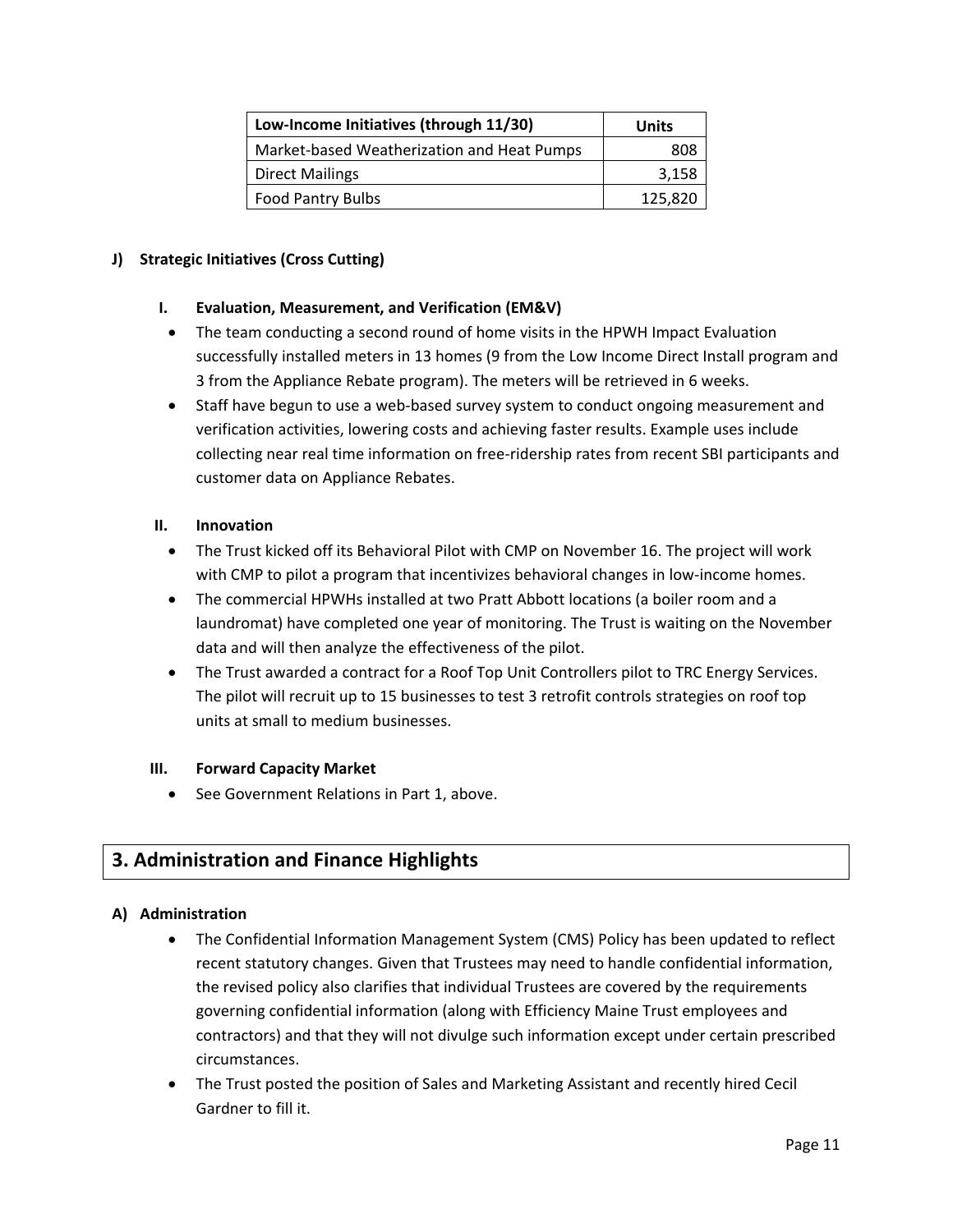| Low-Income Initiatives (through 11/30) | Units |
| --- | ---: |
| Market-based Weatherization and Heat Pumps | 808 |
| Direct Mailings | 3,158 |
| Food Pantry Bulbs | 125,820 |

#### J) Strategic Initiatives (Cross Cutting)

##### I. Evaluation, Measurement, and Verification (EM&V)

- The team conducting a second round of home visits in the HPWH Impact Evaluation successfully installed meters in 13 homes (9 from the Low Income Direct Install program and 3 from the Appliance Rebate program). The meters will be retrieved in 6 weeks.
- Staff have begun to use a web-based survey system to conduct ongoing measurement and verification activities, lowering costs and achieving faster results. Example uses include collecting near real time information on free-ridership rates from recent SBI participants and customer data on Appliance Rebates.

##### II. Innovation

- The Trust kicked off its Behavioral Pilot with CMP on November 16. The project will work with CMP to pilot a program that incentivizes behavioral changes in low-income homes.
- The commercial HPWHs installed at two Pratt Abbott locations (a boiler room and a laundromat) have completed one year of monitoring. The Trust is waiting on the November data and will then analyze the effectiveness of the pilot.
- The Trust awarded a contract for a Roof Top Unit Controllers pilot to TRC Energy Services. The pilot will recruit up to 15 businesses to test 3 retrofit controls strategies on roof top units at small to medium businesses.

##### III. Forward Capacity Market

- See Government Relations in Part 1, above.

## 3. Administration and Finance Highlights

#### A) Administration

- The Confidential Information Management System (CMS) Policy has been updated to reflect recent statutory changes. Given that Trustees may need to handle confidential information, the revised policy also clarifies that individual Trustees are covered by the requirements governing confidential information (along with Efficiency Maine Trust employees and contractors) and that they will not divulge such information except under certain prescribed circumstances.
- The Trust posted the position of Sales and Marketing Assistant and recently hired Cecil Gardner to fill it.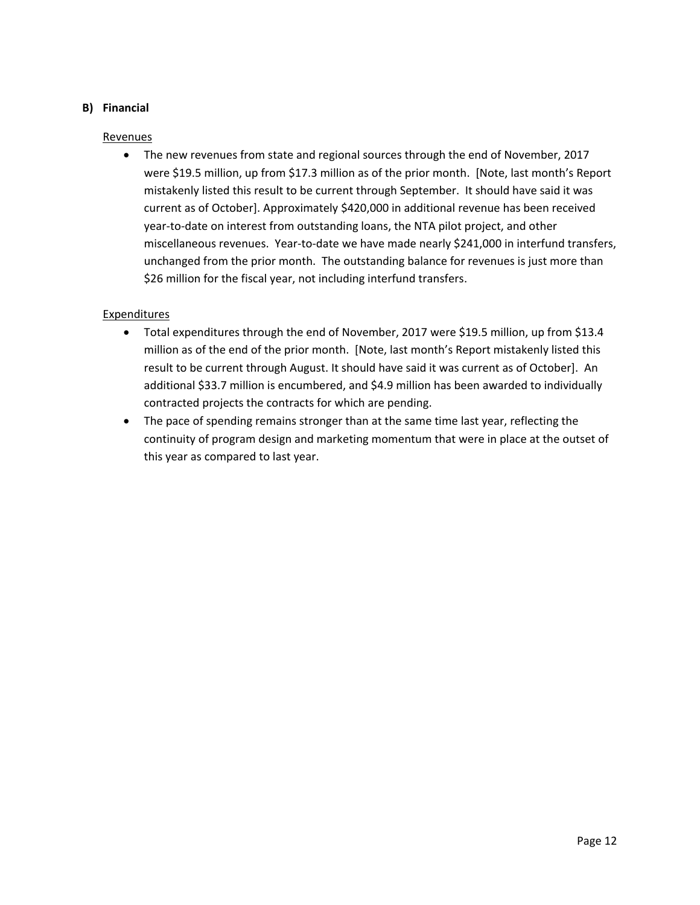## B) Financial

Revenues

- The new revenues from state and regional sources through the end of November, 2017 were $19.5 million, up from $17.3 million as of the prior month. [Note, last month's Report mistakenly listed this result to be current through September. It should have said it was current as of October]. Approximately $420,000 in additional revenue has been received year-to-date on interest from outstanding loans, the NTA pilot project, and other miscellaneous revenues. Year-to-date we have made nearly $241,000 in interfund transfers, unchanged from the prior month. The outstanding balance for revenues is just more than $26 million for the fiscal year, not including interfund transfers.

Expenditures

- Total expenditures through the end of November, 2017 were $19.5 million, up from $13.4 million as of the end of the prior month. [Note, last month's Report mistakenly listed this result to be current through August. It should have said it was current as of October]. An additional $33.7 million is encumbered, and $4.9 million has been awarded to individually contracted projects the contracts for which are pending.
- The pace of spending remains stronger than at the same time last year, reflecting the continuity of program design and marketing momentum that were in place at the outset of this year as compared to last year.